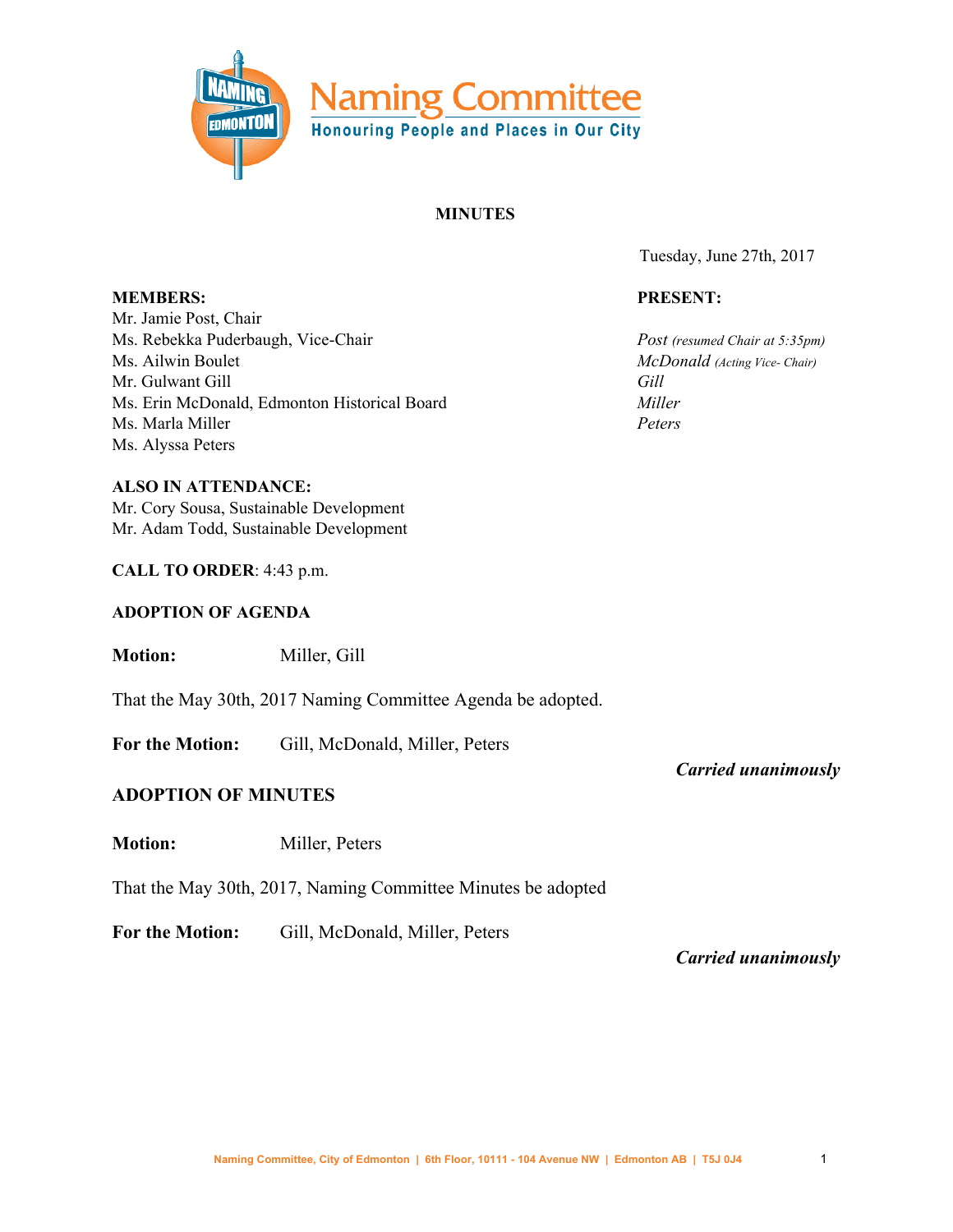# Naming Committee

Honouring People and Places in Our City

## MINUTES

Tuesday, June 27th, 2017

**MEMBERS:**
Mr. Jamie Post, Chair
Ms. Rebekka Puderbaugh, Vice-Chair
Ms. Ailwin Boulet
Mr. Gulwant Gill
Ms. Erin McDonald, Edmonton Historical Board
Ms. Marla Miller
Ms. Alyssa Peters

**PRESENT:**
*Post (resumed Chair at 5:35pm)*
*McDonald (Acting Vice- Chair)*
*Gill*
*Miller*
*Peters*

**ALSO IN ATTENDANCE:**
Mr. Cory Sousa, Sustainable Development
Mr. Adam Todd, Sustainable Development

**CALL TO ORDER**: 4:43 p.m.

**ADOPTION OF AGENDA**

**Motion:** Miller, Gill

That the May 30th, 2017 Naming Committee Agenda be adopted.

**For the Motion:** Gill, McDonald, Miller, Peters

***Carried unanimously***

### ADOPTION OF MINUTES

**Motion:** Miller, Peters

That the May 30th, 2017, Naming Committee Minutes be adopted

**For the Motion:** Gill, McDonald, Miller, Peters

***Carried unanimously***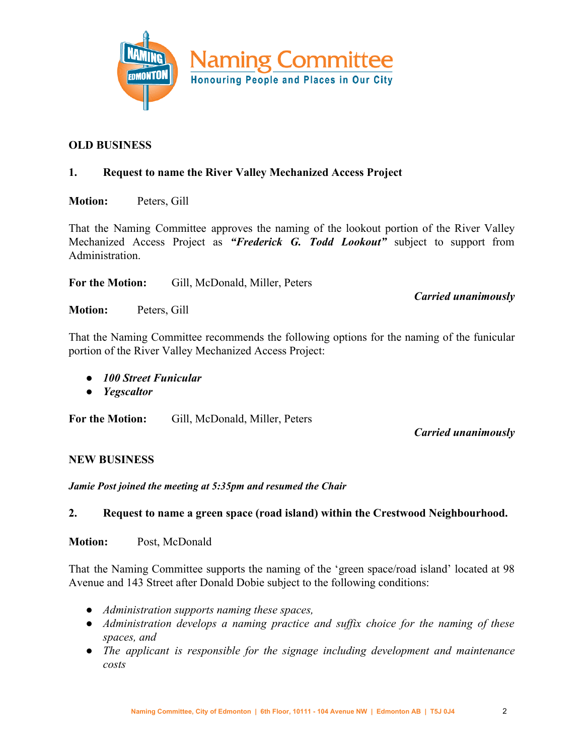## OLD BUSINESS

### 1. Request to name the River Valley Mechanized Access Project

**Motion:** Peters, Gill

That the Naming Committee approves the naming of the lookout portion of the River Valley Mechanized Access Project as ***"Frederick G. Todd Lookout"*** subject to support from Administration.

**For the Motion:** Gill, McDonald, Miller, Peters

***Carried unanimously***

**Motion:** Peters, Gill

That the Naming Committee recommends the following options for the naming of the funicular portion of the River Valley Mechanized Access Project:

- ***100 Street Funicular***
- ***Yegscaltor***

**For the Motion:** Gill, McDonald, Miller, Peters

***Carried unanimously***

## NEW BUSINESS

***Jamie Post joined the meeting at 5:35pm and resumed the Chair***

### 2. Request to name a green space (road island) within the Crestwood Neighbourhood.

**Motion:** Post, McDonald

That the Naming Committee supports the naming of the 'green space/road island' located at 98 Avenue and 143 Street after Donald Dobie subject to the following conditions:

- *Administration supports naming these spaces,*
- *Administration develops a naming practice and suffix choice for the naming of these spaces, and*
- *The applicant is responsible for the signage including development and maintenance costs*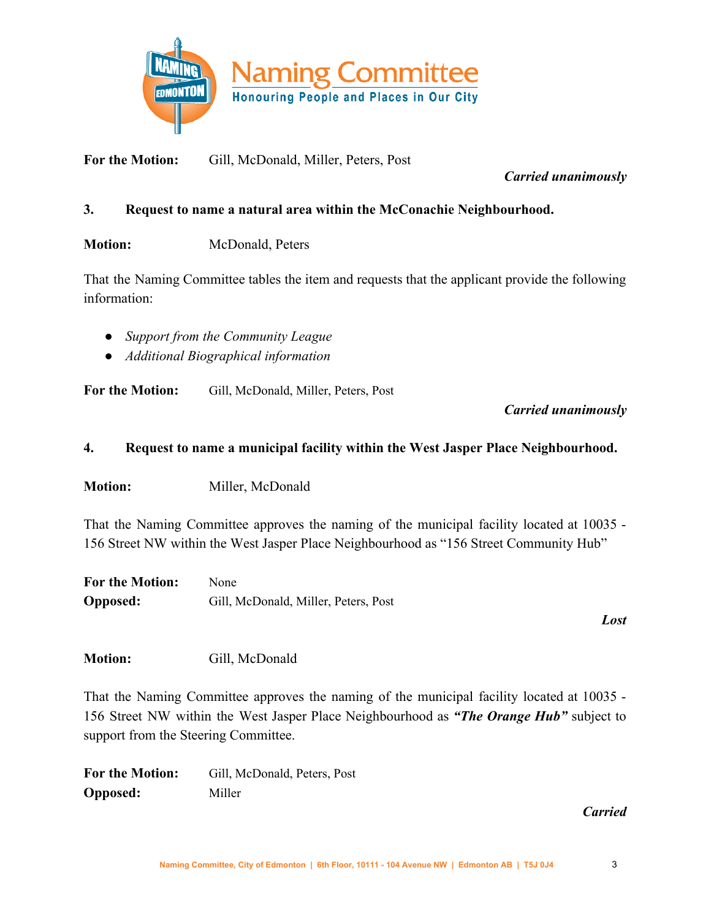**For the Motion:** Gill, McDonald, Miller, Peters, Post

***Carried unanimously***

**3. Request to name a natural area within the McConachie Neighbourhood.**

**Motion:** McDonald, Peters

That the Naming Committee tables the item and requests that the applicant provide the following information:

- *Support from the Community League*
- *Additional Biographical information*

**For the Motion:** Gill, McDonald, Miller, Peters, Post

***Carried unanimously***

**4. Request to name a municipal facility within the West Jasper Place Neighbourhood.**

**Motion:** Miller, McDonald

That the Naming Committee approves the naming of the municipal facility located at 10035 - 156 Street NW within the West Jasper Place Neighbourhood as "156 Street Community Hub"

**For the Motion:** None
**Opposed:** Gill, McDonald, Miller, Peters, Post

***Lost***

**Motion:** Gill, McDonald

That the Naming Committee approves the naming of the municipal facility located at 10035 - 156 Street NW within the West Jasper Place Neighbourhood as ***"The Orange Hub"*** subject to support from the Steering Committee.

**For the Motion:** Gill, McDonald, Peters, Post
**Opposed:** Miller

***Carried***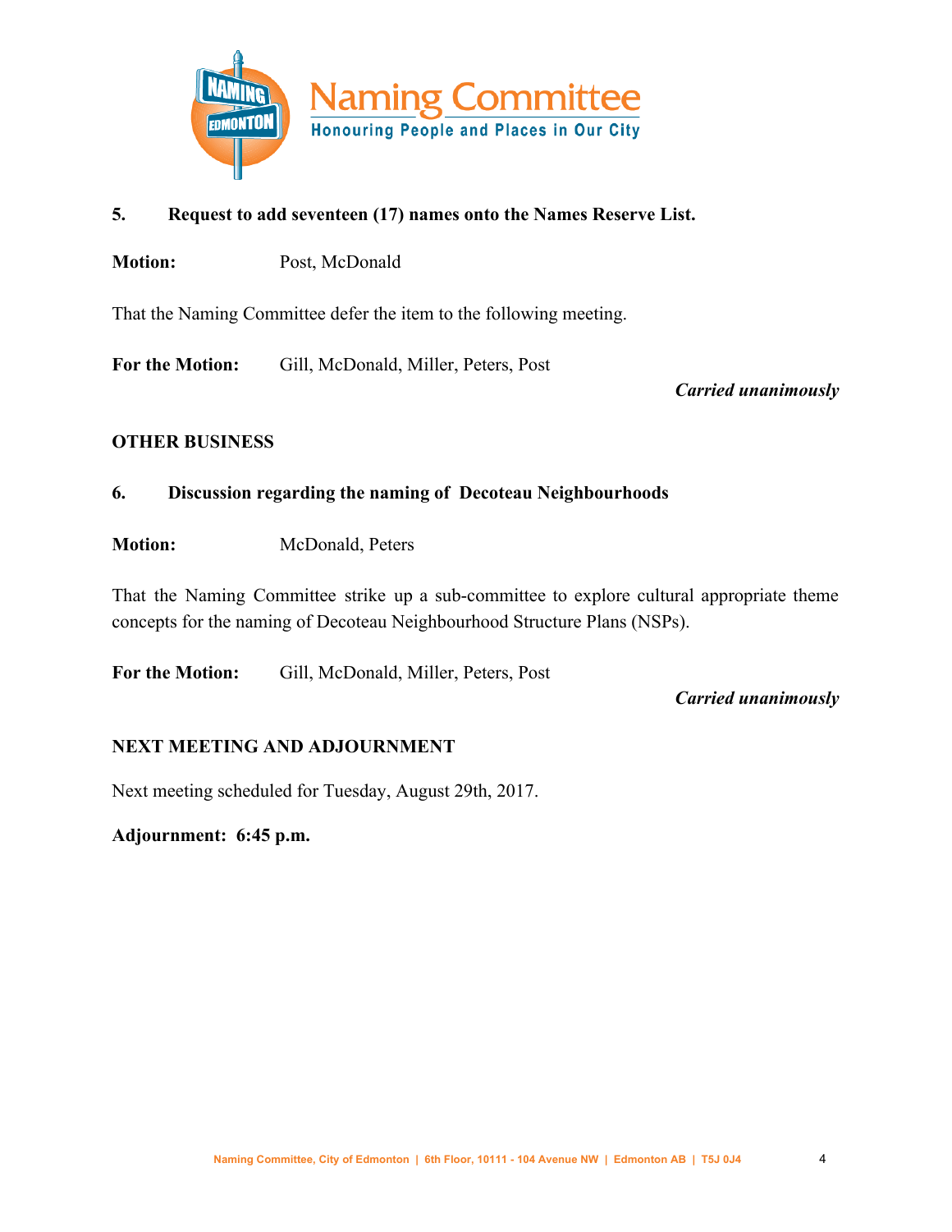**5. Request to add seventeen (17) names onto the Names Reserve List.**

**Motion:** Post, McDonald

That the Naming Committee defer the item to the following meeting.

**For the Motion:** Gill, McDonald, Miller, Peters, Post

***Carried unanimously***

**OTHER BUSINESS**

**6. Discussion regarding the naming of Decoteau Neighbourhoods**

**Motion:** McDonald, Peters

That the Naming Committee strike up a sub-committee to explore cultural appropriate theme concepts for the naming of Decoteau Neighbourhood Structure Plans (NSPs).

**For the Motion:** Gill, McDonald, Miller, Peters, Post

***Carried unanimously***

**NEXT MEETING AND ADJOURNMENT**

Next meeting scheduled for Tuesday, August 29th, 2017.

**Adjournment: 6:45 p.m.**